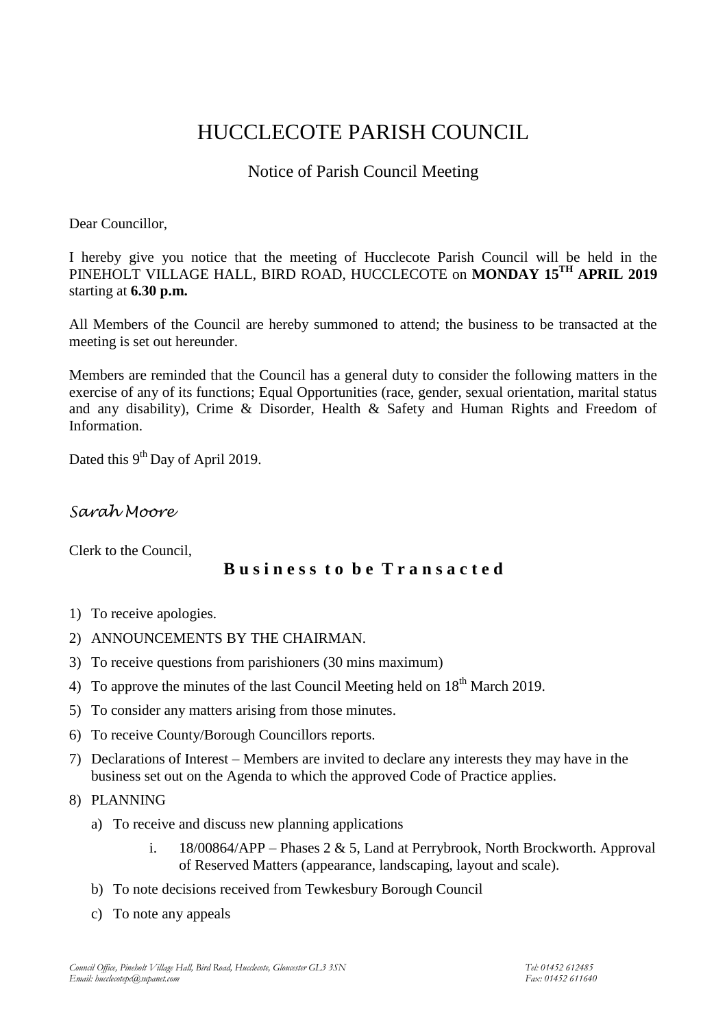# HUCCLECOTE PARISH COUNCIL

## Notice of Parish Council Meeting

Dear Councillor,

I hereby give you notice that the meeting of Hucclecote Parish Council will be held in the PINEHOLT VILLAGE HALL, BIRD ROAD, HUCCLECOTE on **MONDAY 15TH APRIL 2019** starting at **6.30 p.m.**

All Members of the Council are hereby summoned to attend; the business to be transacted at the meeting is set out hereunder.

Members are reminded that the Council has a general duty to consider the following matters in the exercise of any of its functions; Equal Opportunities (race, gender, sexual orientation, marital status and any disability), Crime & Disorder, Health & Safety and Human Rights and Freedom of Information.

Dated this 9th Day of April 2019.

*Sarah Moore*

Clerk to the Council,

### **Business to be Transacted**

1) To receive apologies.
2) ANNOUNCEMENTS BY THE CHAIRMAN.
3) To receive questions from parishioners (30 mins maximum)
4) To approve the minutes of the last Council Meeting held on 18th March 2019.
5) To consider any matters arising from those minutes.
6) To receive County/Borough Councillors reports.
7) Declarations of Interest – Members are invited to declare any interests they may have in the business set out on the Agenda to which the approved Code of Practice applies.
8) PLANNING
   a) To receive and discuss new planning applications
      i. 18/00864/APP – Phases 2 & 5, Land at Perrybrook, North Brockworth. Approval of Reserved Matters (appearance, landscaping, layout and scale).
   b) To note decisions received from Tewkesbury Borough Council
   c) To note any appeals

*Council Office, Pineholt Village Hall, Bird Road, Hucclecote, Gloucester GL3 3SN* *Tel: 01452 612485*
*Email: hucclecotepc@supanet.com* *Fax: 01452 611640*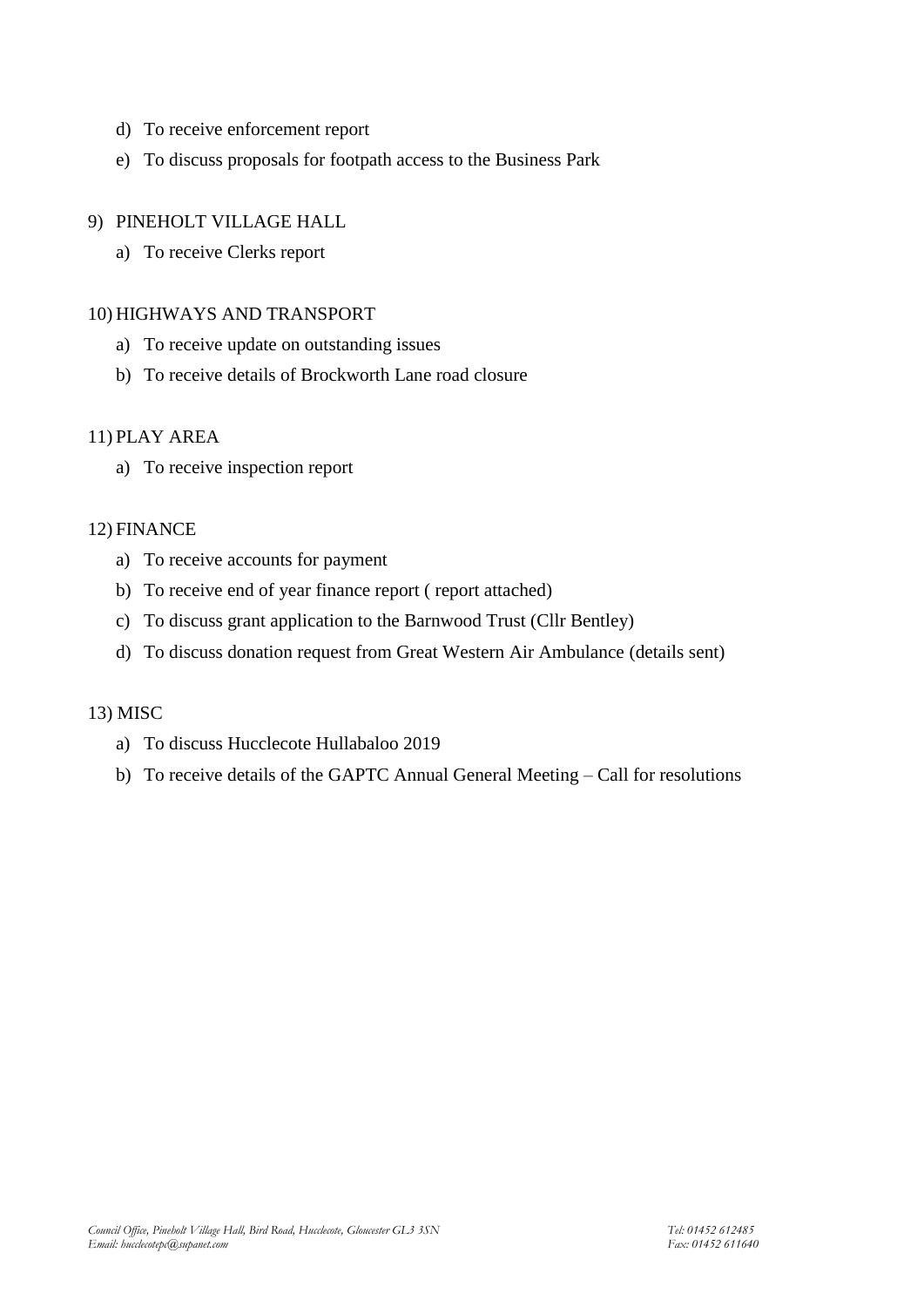d) To receive enforcement report

e) To discuss proposals for footpath access to the Business Park

9) PINEHOLT VILLAGE HALL

a) To receive Clerks report

10) HIGHWAYS AND TRANSPORT

a) To receive update on outstanding issues

b) To receive details of Brockworth Lane road closure

11) PLAY AREA

a) To receive inspection report

12) FINANCE

a) To receive accounts for payment

b) To receive end of year finance report ( report attached)

c) To discuss grant application to the Barnwood Trust (Cllr Bentley)

d) To discuss donation request from Great Western Air Ambulance (details sent)

13) MISC

a) To discuss Hucclecote Hullabaloo 2019

b) To receive details of the GAPTC Annual General Meeting – Call for resolutions

*Council Office, Pineholt Village Hall, Bird Road, Hucclecote, Gloucester GL3 3SN*
*Email: hucclecotepc@supanet.com*

*Tel: 01452 612485*
*Fax: 01452 611640*